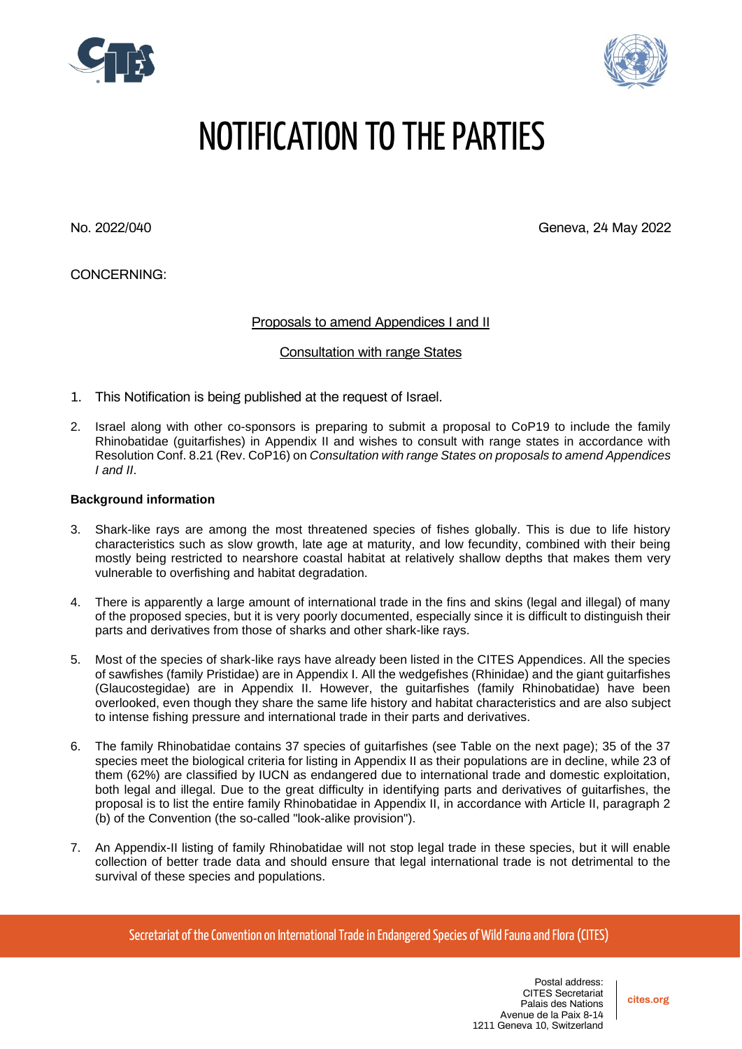# NOTIFICATION TO THE PARTIES

No. 2022/040

Geneva, 24 May 2022

CONCERNING:

Proposals to amend Appendices I and II

Consultation with range States

1. This Notification is being published at the request of Israel.

2. Israel along with other co-sponsors is preparing to submit a proposal to CoP19 to include the family Rhinobatidae (guitarfishes) in Appendix II and wishes to consult with range states in accordance with Resolution Conf. 8.21 (Rev. CoP16) on *Consultation with range States on proposals to amend Appendices I and II*.

**Background information**

3. Shark-like rays are among the most threatened species of fishes globally. This is due to life history characteristics such as slow growth, late age at maturity, and low fecundity, combined with their being mostly being restricted to nearshore coastal habitat at relatively shallow depths that makes them very vulnerable to overfishing and habitat degradation.

4. There is apparently a large amount of international trade in the fins and skins (legal and illegal) of many of the proposed species, but it is very poorly documented, especially since it is difficult to distinguish their parts and derivatives from those of sharks and other shark-like rays.

5. Most of the species of shark-like rays have already been listed in the CITES Appendices. All the species of sawfishes (family Pristidae) are in Appendix I. All the wedgefishes (Rhinidae) and the giant guitarfishes (Glaucostegidae) are in Appendix II. However, the guitarfishes (family Rhinobatidae) have been overlooked, even though they share the same life history and habitat characteristics and are also subject to intense fishing pressure and international trade in their parts and derivatives.

6. The family Rhinobatidae contains 37 species of guitarfishes (see Table on the next page); 35 of the 37 species meet the biological criteria for listing in Appendix II as their populations are in decline, while 23 of them (62%) are classified by IUCN as endangered due to international trade and domestic exploitation, both legal and illegal. Due to the great difficulty in identifying parts and derivatives of guitarfishes, the proposal is to list the entire family Rhinobatidae in Appendix II, in accordance with Article II, paragraph 2 (b) of the Convention (the so-called "look-alike provision").

7. An Appendix-II listing of family Rhinobatidae will not stop legal trade in these species, but it will enable collection of better trade data and should ensure that legal international trade is not detrimental to the survival of these species and populations.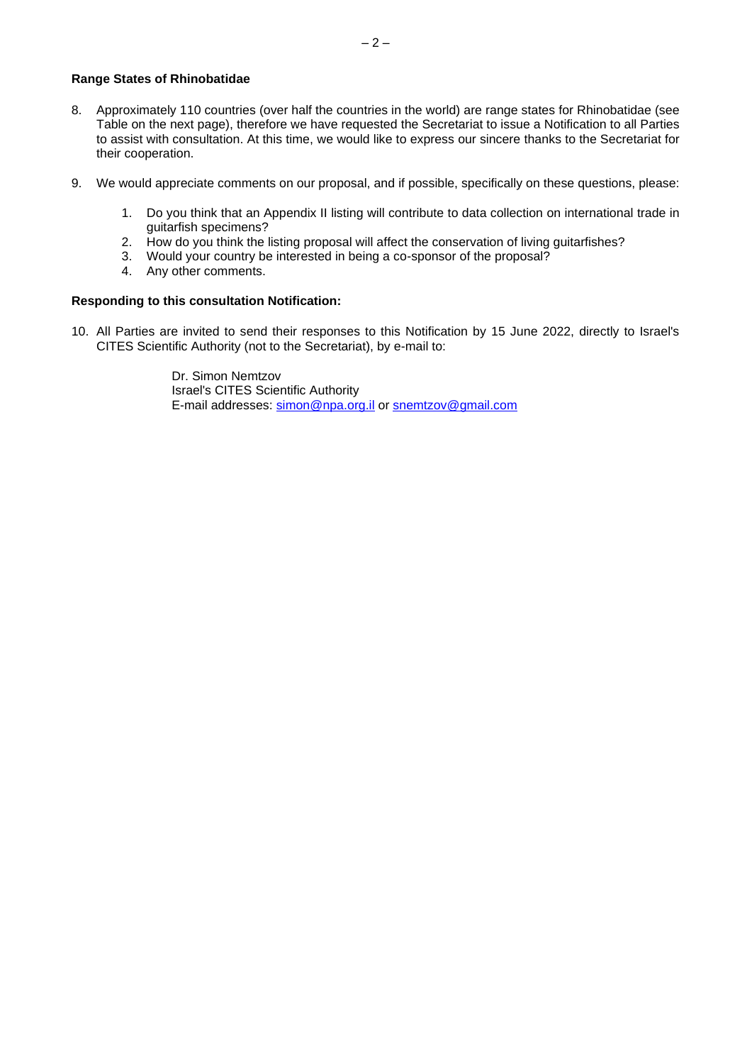**Range States of Rhinobatidae**

8. Approximately 110 countries (over half the countries in the world) are range states for Rhinobatidae (see Table on the next page), therefore we have requested the Secretariat to issue a Notification to all Parties to assist with consultation. At this time, we would like to express our sincere thanks to the Secretariat for their cooperation.

9. We would appreciate comments on our proposal, and if possible, specifically on these questions, please:

    1. Do you think that an Appendix II listing will contribute to data collection on international trade in guitarfish specimens?
    2. How do you think the listing proposal will affect the conservation of living guitarfishes?
    3. Would your country be interested in being a co-sponsor of the proposal?
    4. Any other comments.

**Responding to this consultation Notification:**

10. All Parties are invited to send their responses to this Notification by 15 June 2022, directly to Israel's CITES Scientific Authority (not to the Secretariat), by e-mail to:

    Dr. Simon Nemtzov
    Israel's CITES Scientific Authority
    E-mail addresses: simon@npa.org.il or snemtzov@gmail.com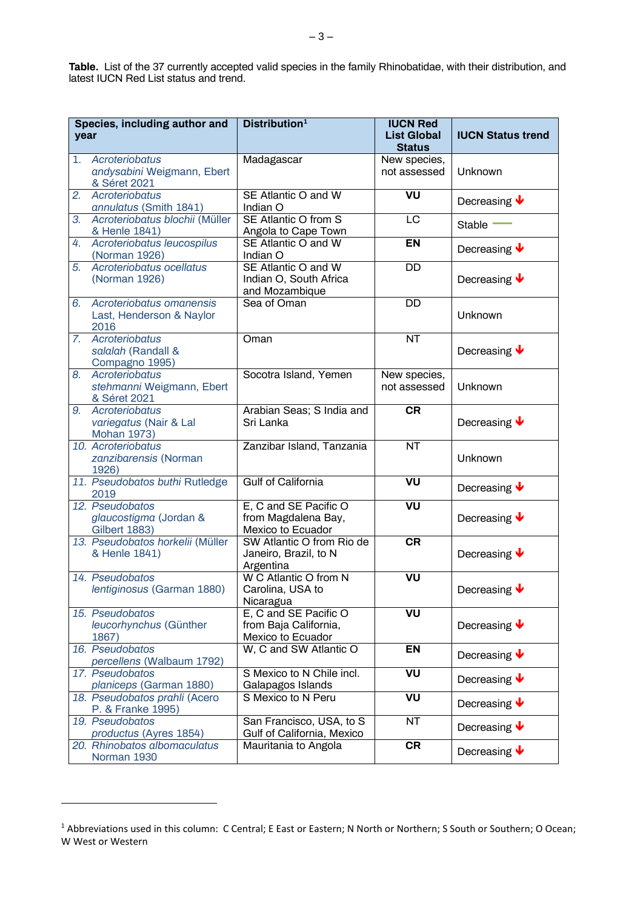**Table.** List of the 37 currently accepted valid species in the family Rhinobatidae, with their distribution, and latest IUCN Red List status and trend.

| Species, including author and year | Distribution[1] | IUCN Red List Global Status | IUCN Status trend |
|---|---|---|---|
| 1. *Acroteriobatus andysabini* Weigmann, Ebert & Séret 2021 | Madagascar | New species, not assessed | Unknown |
| 2. *Acroteriobatus annulatus* (Smith 1841) | SE Atlantic O and W Indian O | **VU** | Decreasing ↓ |
| 3. *Acroteriobatus blochii* (Müller & Henle 1841) | SE Atlantic O from S Angola to Cape Town | LC | Stable — |
| 4. *Acroteriobatus leucospilus* (Norman 1926) | SE Atlantic O and W Indian O | **EN** | Decreasing ↓ |
| 5. *Acroteriobatus ocellatus* (Norman 1926) | SE Atlantic O and W Indian O, South Africa and Mozambique | DD | Decreasing ↓ |
| 6. *Acroteriobatus omanensis* Last, Henderson & Naylor 2016 | Sea of Oman | DD | Unknown |
| 7. *Acroteriobatus salalah* (Randall & Compagno 1995) | Oman | NT | Decreasing ↓ |
| 8. *Acroteriobatus stehmanni* Weigmann, Ebert & Séret 2021 | Socotra Island, Yemen | New species, not assessed | Unknown |
| 9. *Acroteriobatus variegatus* (Nair & Lal Mohan 1973) | Arabian Seas; S India and Sri Lanka | **CR** | Decreasing ↓ |
| 10. *Acroteriobatus zanzibarensis* (Norman 1926) | Zanzibar Island, Tanzania | NT | Unknown |
| 11. *Pseudobatos buthi* Rutledge 2019 | Gulf of California | **VU** | Decreasing ↓ |
| 12. *Pseudobatos glaucostigma* (Jordan & Gilbert 1883) | E, C and SE Pacific O from Magdalena Bay, Mexico to Ecuador | **VU** | Decreasing ↓ |
| 13. *Pseudobatos horkelii* (Müller & Henle 1841) | SW Atlantic O from Rio de Janeiro, Brazil, to N Argentina | **CR** | Decreasing ↓ |
| 14. *Pseudobatos lentiginosus* (Garman 1880) | W C Atlantic O from N Carolina, USA to Nicaragua | **VU** | Decreasing ↓ |
| 15. *Pseudobatos leucorhynchus* (Günther 1867) | E, C and SE Pacific O from Baja California, Mexico to Ecuador | **VU** | Decreasing ↓ |
| 16. *Pseudobatos percellens* (Walbaum 1792) | W, C and SW Atlantic O | **EN** | Decreasing ↓ |
| 17. *Pseudobatos planiceps* (Garman 1880) | S Mexico to N Chile incl. Galapagos Islands | **VU** | Decreasing ↓ |
| 18. *Pseudobatos prahli* (Acero P. & Franke 1995) | S Mexico to N Peru | **VU** | Decreasing ↓ |
| 19. *Pseudobatos productus* (Ayres 1854) | San Francisco, USA, to S Gulf of California, Mexico | NT | Decreasing ↓ |
| 20. *Rhinobatos albomaculatus* Norman 1930 | Mauritania to Angola | **CR** | Decreasing ↓ |

[1] Abbreviations used in this column: C Central; E East or Eastern; N North or Northern; S South or Southern; O Ocean; W West or Western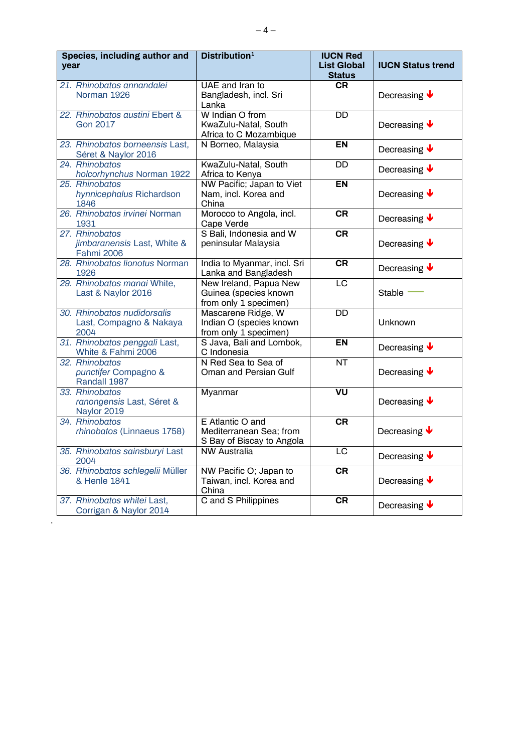| Species, including author and year | Distribution[1] | IUCN Red List Global Status | IUCN Status trend |
|---|---|---|---|
| 21. *Rhinobatos annandalei* Norman 1926 | UAE and Iran to Bangladesh, incl. Sri Lanka | **CR** | Decreasing ↓ |
| 22. *Rhinobatos austini* Ebert & Gon 2017 | W Indian O from KwaZulu-Natal, South Africa to C Mozambique | DD | Decreasing ↓ |
| 23. *Rhinobatos borneensis* Last, Séret & Naylor 2016 | N Borneo, Malaysia | **EN** | Decreasing ↓ |
| 24. *Rhinobatos holcorhynchus* Norman 1922 | KwaZulu-Natal, South Africa to Kenya | DD | Decreasing ↓ |
| 25. *Rhinobatos hynnicephalus* Richardson 1846 | NW Pacific; Japan to Viet Nam, incl. Korea and China | **EN** | Decreasing ↓ |
| 26. *Rhinobatos irvinei* Norman 1931 | Morocco to Angola, incl. Cape Verde | **CR** | Decreasing ↓ |
| 27. *Rhinobatos jimbaranensis* Last, White & Fahmi 2006 | S Bali, Indonesia and W peninsular Malaysia | **CR** | Decreasing ↓ |
| 28. *Rhinobatos lionotus* Norman 1926 | India to Myanmar, incl. Sri Lanka and Bangladesh | **CR** | Decreasing ↓ |
| 29. *Rhinobatos manai* White, Last & Naylor 2016 | New Ireland, Papua New Guinea (species known from only 1 specimen) | LC | Stable — |
| 30. *Rhinobatos nudidorsalis* Last, Compagno & Nakaya 2004 | Mascarene Ridge, W Indian O (species known from only 1 specimen) | DD | Unknown |
| 31. *Rhinobatos penggali* Last, White & Fahmi 2006 | S Java, Bali and Lombok, C Indonesia | **EN** | Decreasing ↓ |
| 32. *Rhinobatos punctifer* Compagno & Randall 1987 | N Red Sea to Sea of Oman and Persian Gulf | NT | Decreasing ↓ |
| 33. *Rhinobatos ranongensis* Last, Séret & Naylor 2019 | Myanmar | **VU** | Decreasing ↓ |
| 34. *Rhinobatos rhinobatos* (Linnaeus 1758) | E Atlantic O and Mediterranean Sea; from S Bay of Biscay to Angola | **CR** | Decreasing ↓ |
| 35. *Rhinobatos sainsburyi* Last 2004 | NW Australia | LC | Decreasing ↓ |
| 36. *Rhinobatos schlegelii* Müller & Henle 1841 | NW Pacific O; Japan to Taiwan, incl. Korea and China | **CR** | Decreasing ↓ |
| 37. *Rhinobatos whitei* Last, Corrigan & Naylor 2014 | C and S Philippines | **CR** | Decreasing ↓ |